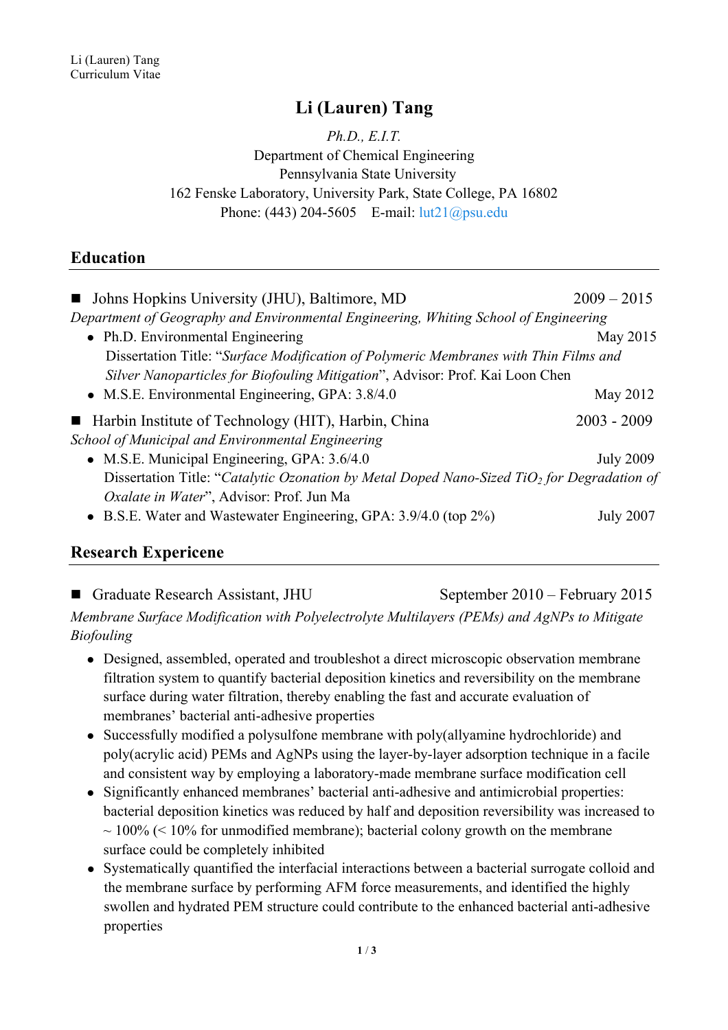# Li (Lauren) Tang

*Ph.D., E.I.T.*
Department of Chemical Engineering
Pennsylvania State University
162 Fenske Laboratory, University Park, State College, PA 16802
Phone: (443) 204-5605 E-mail: lut21@psu.edu

## Education

- **Johns Hopkins University (JHU), Baltimore, MD** — 2009 – 2015

  *Department of Geography and Environmental Engineering, Whiting School of Engineering*
  - Ph.D. Environmental Engineering — May 2015

    Dissertation Title: "*Surface Modification of Polymeric Membranes with Thin Films and Silver Nanoparticles for Biofouling Mitigation*", Advisor: Prof. Kai Loon Chen
  - M.S.E. Environmental Engineering, GPA: 3.8/4.0 — May 2012

- **Harbin Institute of Technology (HIT), Harbin, China** — 2003 - 2009

  *School of Municipal and Environmental Engineering*
  - M.S.E. Municipal Engineering, GPA: 3.6/4.0 — July 2009

    Dissertation Title: "*Catalytic Ozonation by Metal Doped Nano-Sized $TiO_2$ for Degradation of Oxalate in Water*", Advisor: Prof. Jun Ma
  - B.S.E. Water and Wastewater Engineering, GPA: 3.9/4.0 (top 2%) — July 2007

## Research Expericene

- **Graduate Research Assistant, JHU** — September 2010 – February 2015

  *Membrane Surface Modification with Polyelectrolyte Multilayers (PEMs) and AgNPs to Mitigate Biofouling*
  - Designed, assembled, operated and troubleshot a direct microscopic observation membrane filtration system to quantify bacterial deposition kinetics and reversibility on the membrane surface during water filtration, thereby enabling the fast and accurate evaluation of membranes' bacterial anti-adhesive properties
  - Successfully modified a polysulfone membrane with poly(allyamine hydrochloride) and poly(acrylic acid) PEMs and AgNPs using the layer-by-layer adsorption technique in a facile and consistent way by employing a laboratory-made membrane surface modification cell
  - Significantly enhanced membranes' bacterial anti-adhesive and antimicrobial properties: bacterial deposition kinetics was reduced by half and deposition reversibility was increased to ~ 100% (< 10% for unmodified membrane); bacterial colony growth on the membrane surface could be completely inhibited
  - Systematically quantified the interfacial interactions between a bacterial surrogate colloid and the membrane surface by performing AFM force measurements, and identified the highly swollen and hydrated PEM structure could contribute to the enhanced bacterial anti-adhesive properties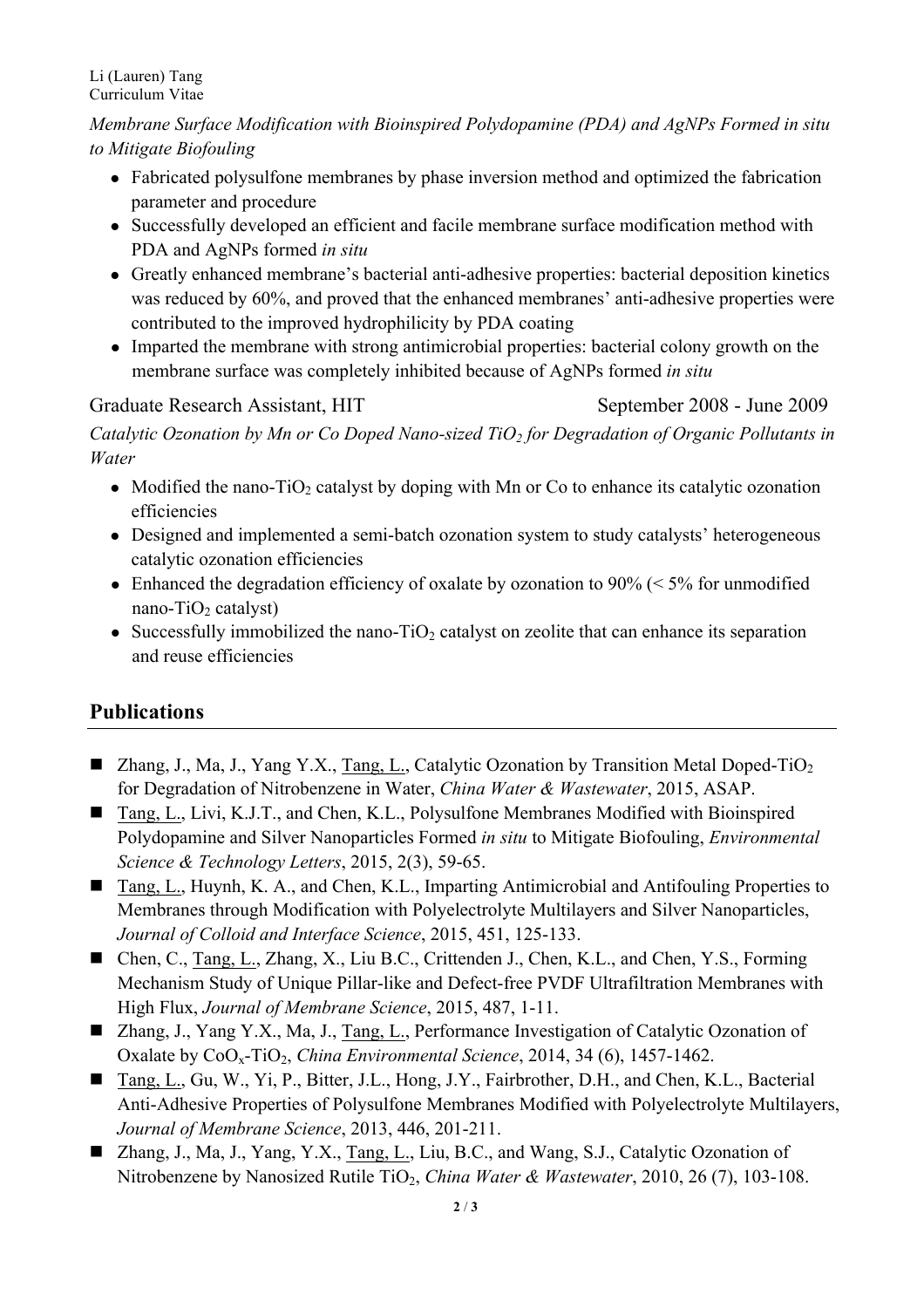*Membrane Surface Modification with Bioinspired Polydopamine (PDA) and AgNPs Formed in situ to Mitigate Biofouling*

- Fabricated polysulfone membranes by phase inversion method and optimized the fabrication parameter and procedure
- Successfully developed an efficient and facile membrane surface modification method with PDA and AgNPs formed *in situ*
- Greatly enhanced membrane's bacterial anti-adhesive properties: bacterial deposition kinetics was reduced by 60%, and proved that the enhanced membranes' anti-adhesive properties were contributed to the improved hydrophilicity by PDA coating
- Imparted the membrane with strong antimicrobial properties: bacterial colony growth on the membrane surface was completely inhibited because of AgNPs formed *in situ*

Graduate Research Assistant, HIT — September 2008 - June 2009

*Catalytic Ozonation by Mn or Co Doped Nano-sized $TiO_2$ for Degradation of Organic Pollutants in Water*

- Modified the nano-$TiO_2$ catalyst by doping with Mn or Co to enhance its catalytic ozonation efficiencies
- Designed and implemented a semi-batch ozonation system to study catalysts' heterogeneous catalytic ozonation efficiencies
- Enhanced the degradation efficiency of oxalate by ozonation to 90% (< 5% for unmodified nano-$TiO_2$ catalyst)
- Successfully immobilized the nano-$TiO_2$ catalyst on zeolite that can enhance its separation and reuse efficiencies

## Publications

- Zhang, J., Ma, J., Yang Y.X., Tang, L., Catalytic Ozonation by Transition Metal Doped-$TiO_2$ for Degradation of Nitrobenzene in Water, *China Water & Wastewater*, 2015, ASAP.
- Tang, L., Livi, K.J.T., and Chen, K.L., Polysulfone Membranes Modified with Bioinspired Polydopamine and Silver Nanoparticles Formed *in situ* to Mitigate Biofouling, *Environmental Science & Technology Letters*, 2015, 2(3), 59-65.
- Tang, L., Huynh, K. A., and Chen, K.L., Imparting Antimicrobial and Antifouling Properties to Membranes through Modification with Polyelectrolyte Multilayers and Silver Nanoparticles, *Journal of Colloid and Interface Science*, 2015, 451, 125-133.
- Chen, C., Tang, L., Zhang, X., Liu B.C., Crittenden J., Chen, K.L., and Chen, Y.S., Forming Mechanism Study of Unique Pillar-like and Defect-free PVDF Ultrafiltration Membranes with High Flux, *Journal of Membrane Science*, 2015, 487, 1-11.
- Zhang, J., Yang Y.X., Ma, J., Tang, L., Performance Investigation of Catalytic Ozonation of Oxalate by $CoO_x$-$TiO_2$, *China Environmental Science*, 2014, 34 (6), 1457-1462.
- Tang, L., Gu, W., Yi, P., Bitter, J.L., Hong, J.Y., Fairbrother, D.H., and Chen, K.L., Bacterial Anti-Adhesive Properties of Polysulfone Membranes Modified with Polyelectrolyte Multilayers, *Journal of Membrane Science*, 2013, 446, 201-211.
- Zhang, J., Ma, J., Yang, Y.X., Tang, L., Liu, B.C., and Wang, S.J., Catalytic Ozonation of Nitrobenzene by Nanosized Rutile $TiO_2$, *China Water & Wastewater*, 2010, 26 (7), 103-108.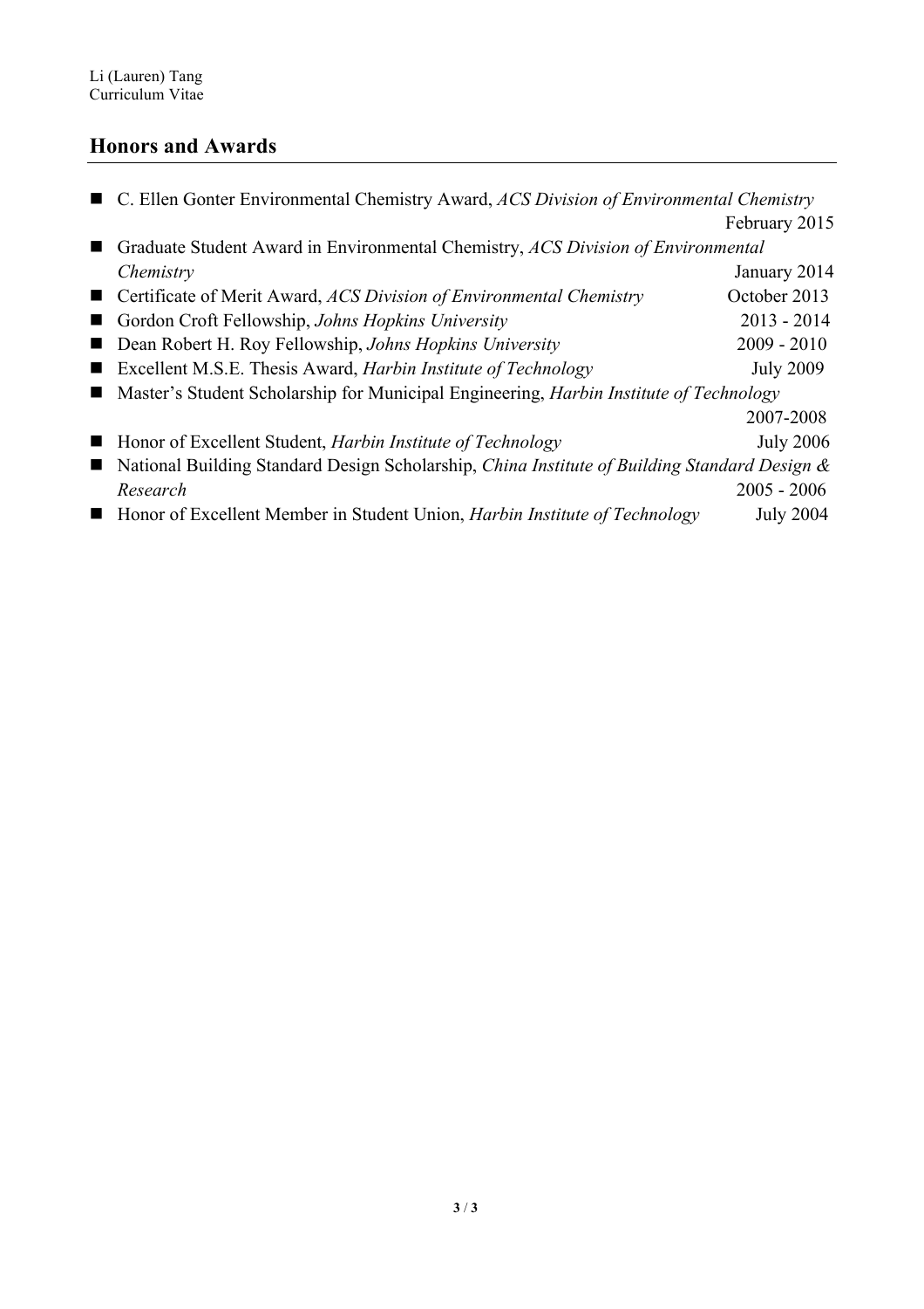## Honors and Awards

- C. Ellen Gonter Environmental Chemistry Award, *ACS Division of Environmental Chemistry* February 2015
- Graduate Student Award in Environmental Chemistry, *ACS Division of Environmental Chemistry* January 2014
- Certificate of Merit Award, *ACS Division of Environmental Chemistry* October 2013
- Gordon Croft Fellowship, *Johns Hopkins University* 2013 - 2014
- Dean Robert H. Roy Fellowship, *Johns Hopkins University* 2009 - 2010
- Excellent M.S.E. Thesis Award, *Harbin Institute of Technology* July 2009
- Master's Student Scholarship for Municipal Engineering, *Harbin Institute of Technology* 2007-2008
- Honor of Excellent Student, *Harbin Institute of Technology* July 2006
- National Building Standard Design Scholarship, *China Institute of Building Standard Design & Research* 2005 - 2006
- Honor of Excellent Member in Student Union, *Harbin Institute of Technology* July 2004